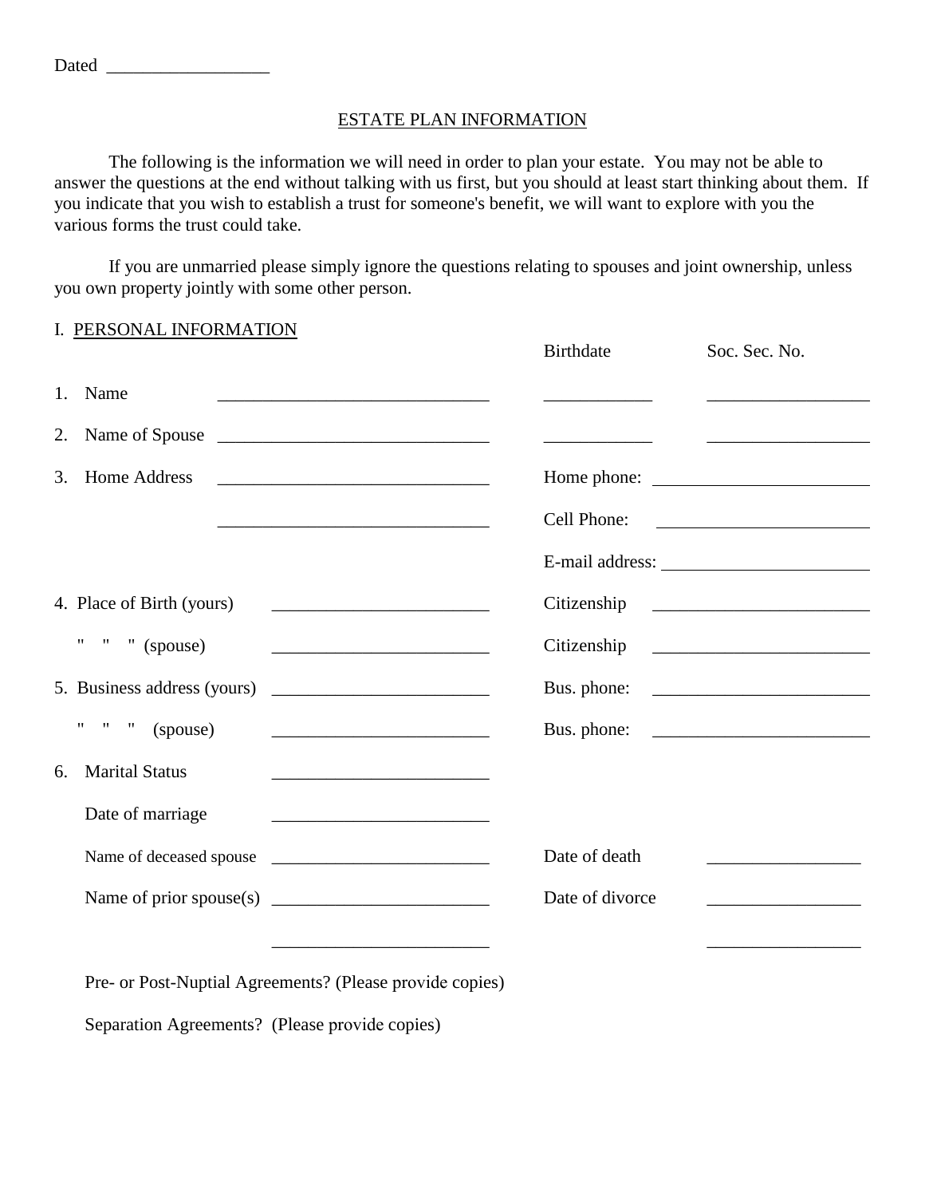Dated ___________________

## ESTATE PLAN INFORMATION

The following is the information we will need in order to plan your estate. You may not be able to answer the questions at the end without talking with us first, but you should at least start thinking about them. If you indicate that you wish to establish a trust for someone's benefit, we will want to explore with you the various forms the trust could take.

If you are unmarried please simply ignore the questions relating to spouses and joint ownership, unless you own property jointly with some other person.

### I. PERSONAL INFORMATION

| | | Birthdate | Soc. Sec. No. |
|---|---|---|---|
| 1. Name | ______________________________ | ____________ | __________________ |
| 2. Name of Spouse | ______________________________ | ____________ | __________________ |

3. Home Address ______________________________ Home phone: ________________________

______________________________ Cell Phone: ________________________

E-mail address: ________________________

4. Place of Birth (yours) ________________________ Citizenship ________________________

" " " (spouse) ________________________ Citizenship ________________________

5. Business address (yours) ________________________ Bus. phone: ________________________

" " " (spouse) ________________________ Bus. phone: ________________________

6. Marital Status ________________________

Date of marriage ________________________

Name of deceased spouse ________________________ Date of death _________________

Name of prior spouse(s) ________________________ Date of divorce _________________

________________________ _________________

Pre- or Post-Nuptial Agreements? (Please provide copies)

Separation Agreements? (Please provide copies)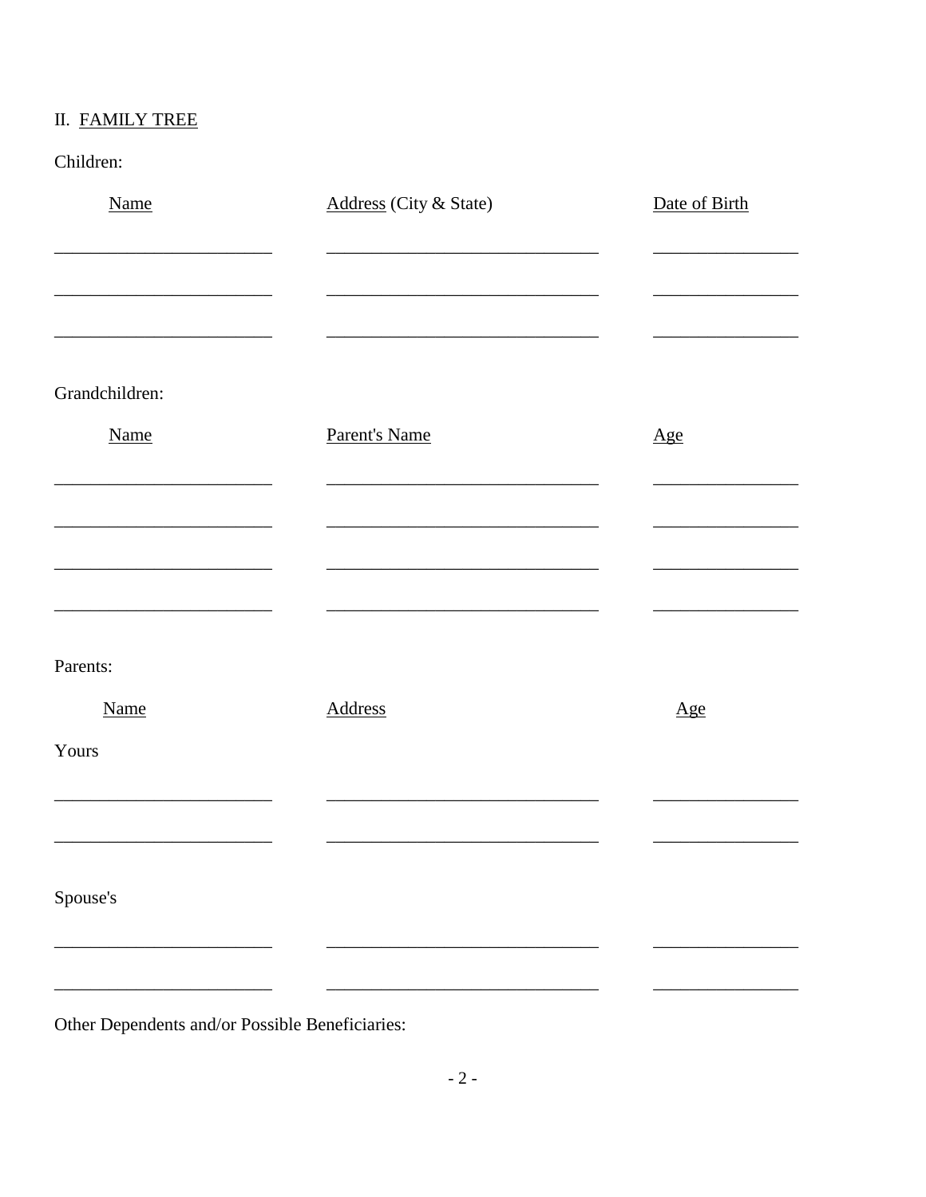## II. FAMILY TREE

Children:

| Name | Address (City & State) | Date of Birth |
| --- | --- | --- |
| ____________________ | ________________________ | ____________ |
| ____________________ | ________________________ | ____________ |
| ____________________ | ________________________ | ____________ |

Grandchildren:

| Name | Parent's Name | Age |
| --- | --- | --- |
| ____________________ | ________________________ | ____________ |
| ____________________ | ________________________ | ____________ |
| ____________________ | ________________________ | ____________ |
| ____________________ | ________________________ | ____________ |

Parents:

| Name | Address | Age |
| --- | --- | --- |
| Yours | | |
| ____________________ | ________________________ | ____________ |
| ____________________ | ________________________ | ____________ |
| Spouse's | | |
| ____________________ | ________________________ | ____________ |
| ____________________ | ________________________ | ____________ |

Other Dependents and/or Possible Beneficiaries: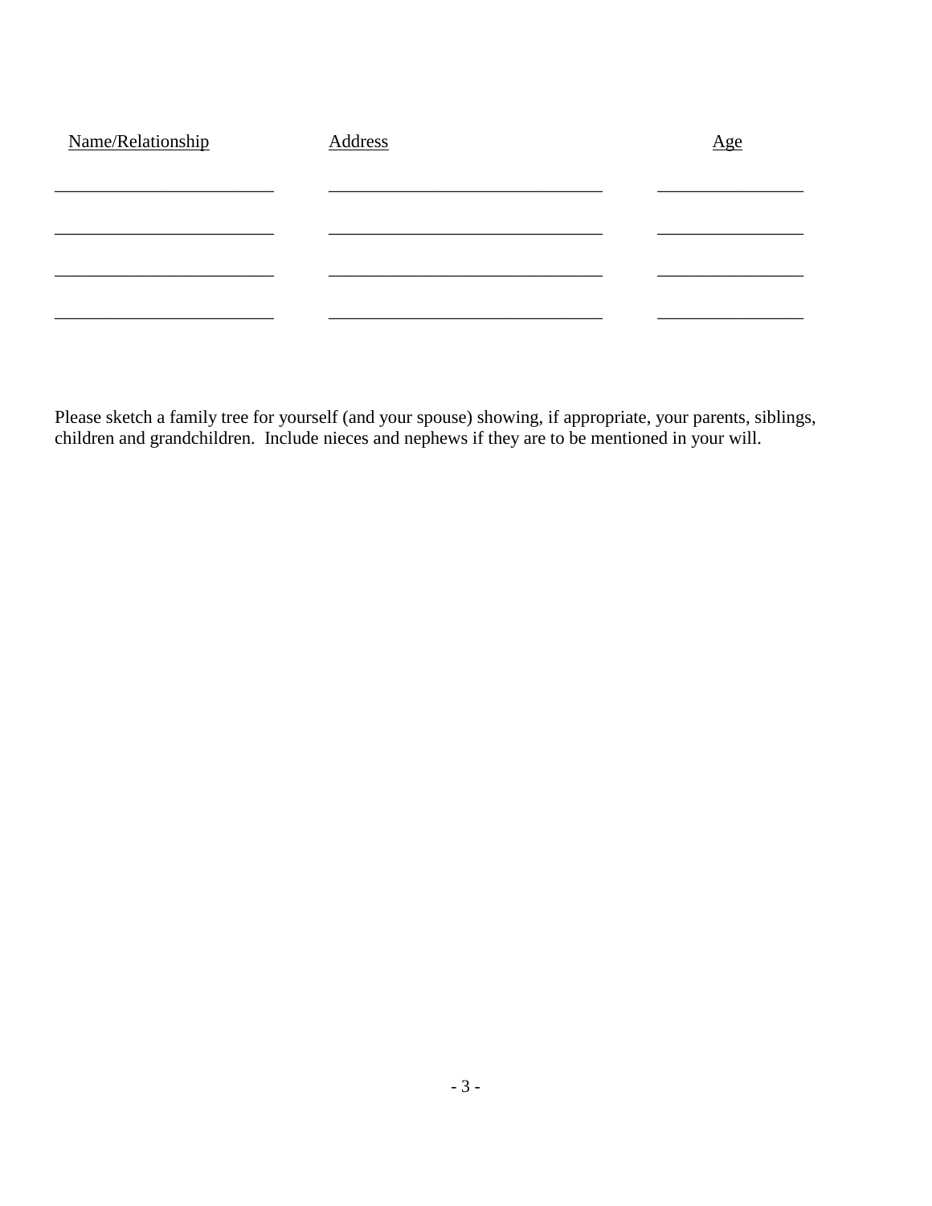| Name/Relationship | Address | Age |
|---|---|---|
| ________________________ | ______________________________ | ________________ |
| ________________________ | ______________________________ | ________________ |
| ________________________ | ______________________________ | ________________ |
| ________________________ | ______________________________ | ________________ |

Please sketch a family tree for yourself (and your spouse) showing, if appropriate, your parents, siblings, children and grandchildren. Include nieces and nephews if they are to be mentioned in your will.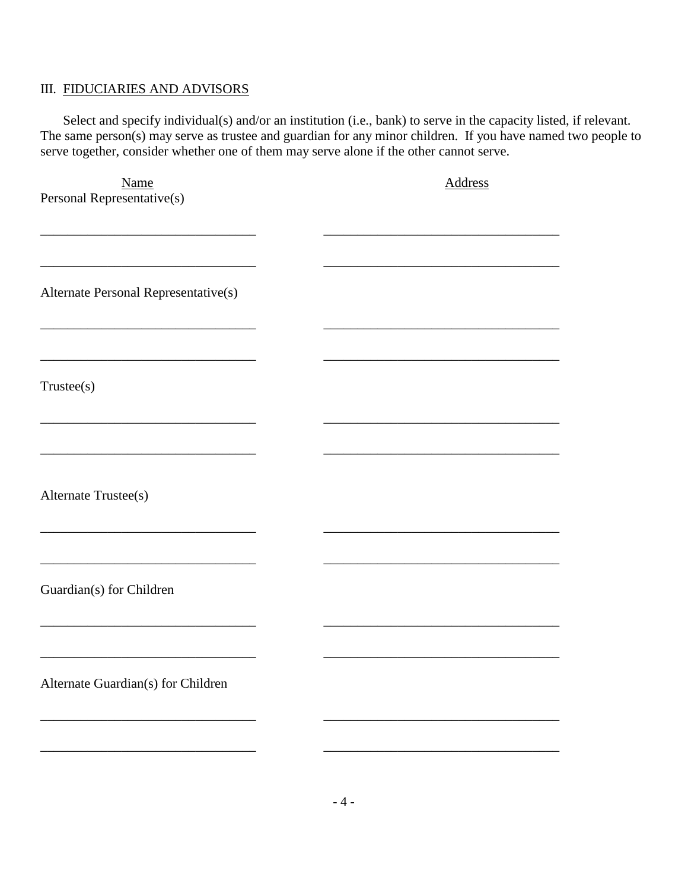## III. FIDUCIARIES AND ADVISORS

Select and specify individual(s) and/or an institution (i.e., bank) to serve in the capacity listed, if relevant. The same person(s) may serve as trustee and guardian for any minor children. If you have named two people to serve together, consider whether one of them may serve alone if the other cannot serve.

| Name | Address |
|---|---|
| **Personal Representative(s)** | |
| ________________________________ | ___________________________________ |
| ________________________________ | ___________________________________ |
| **Alternate Personal Representative(s)** | |
| ________________________________ | ___________________________________ |
| ________________________________ | ___________________________________ |
| **Trustee(s)** | |
| ________________________________ | ___________________________________ |
| ________________________________ | ___________________________________ |
| **Alternate Trustee(s)** | |
| ________________________________ | ___________________________________ |
| ________________________________ | ___________________________________ |
| **Guardian(s) for Children** | |
| ________________________________ | ___________________________________ |
| ________________________________ | ___________________________________ |
| **Alternate Guardian(s) for Children** | |
| ________________________________ | ___________________________________ |
| ________________________________ | ___________________________________ |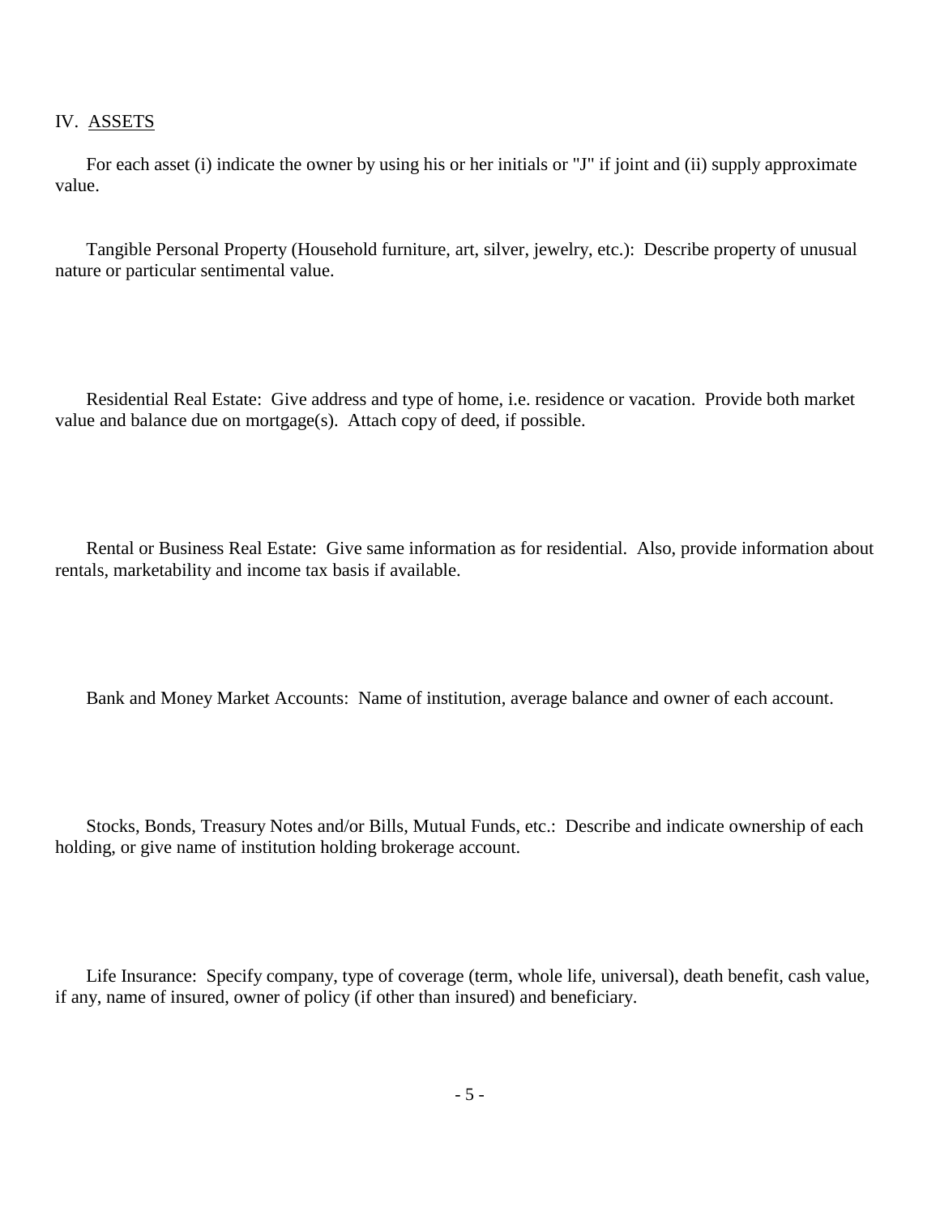## IV. ASSETS

For each asset (i) indicate the owner by using his or her initials or "J" if joint and (ii) supply approximate value.

Tangible Personal Property (Household furniture, art, silver, jewelry, etc.): Describe property of unusual nature or particular sentimental value.

Residential Real Estate: Give address and type of home, i.e. residence or vacation. Provide both market value and balance due on mortgage(s). Attach copy of deed, if possible.

Rental or Business Real Estate: Give same information as for residential. Also, provide information about rentals, marketability and income tax basis if available.

Bank and Money Market Accounts: Name of institution, average balance and owner of each account.

Stocks, Bonds, Treasury Notes and/or Bills, Mutual Funds, etc.: Describe and indicate ownership of each holding, or give name of institution holding brokerage account.

Life Insurance: Specify company, type of coverage (term, whole life, universal), death benefit, cash value, if any, name of insured, owner of policy (if other than insured) and beneficiary.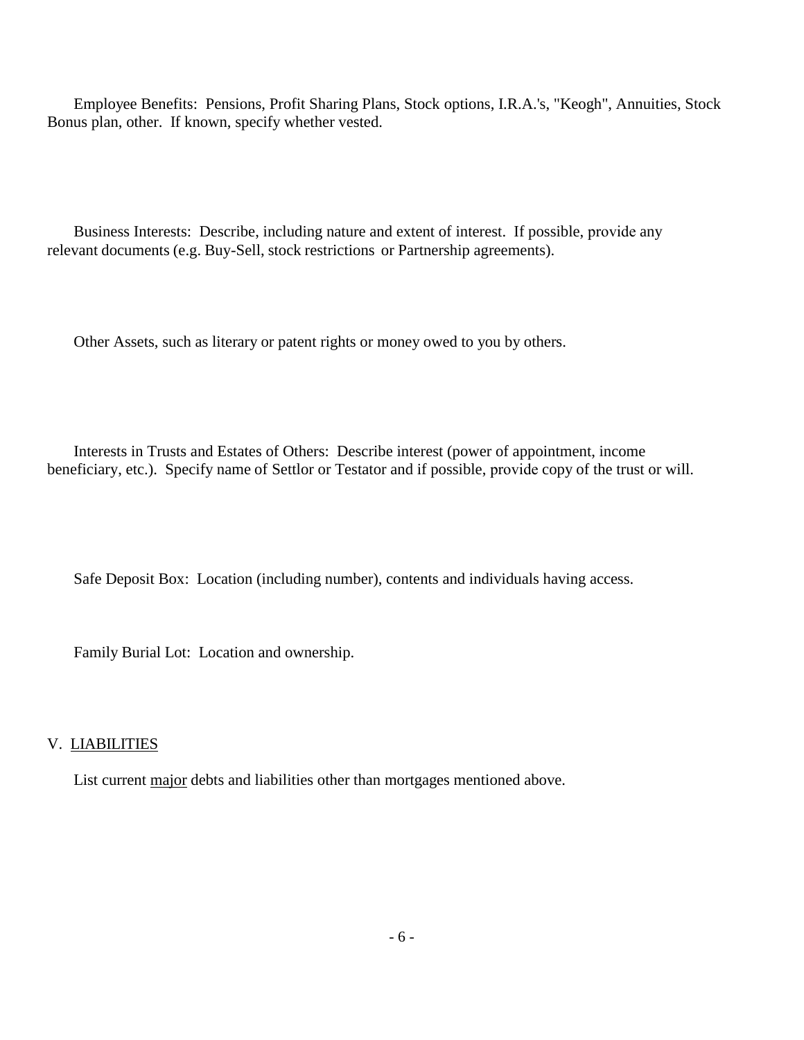Employee Benefits: Pensions, Profit Sharing Plans, Stock options, I.R.A.'s, "Keogh", Annuities, Stock Bonus plan, other. If known, specify whether vested.

Business Interests: Describe, including nature and extent of interest. If possible, provide any relevant documents (e.g. Buy-Sell, stock restrictions or Partnership agreements).

Other Assets, such as literary or patent rights or money owed to you by others.

Interests in Trusts and Estates of Others: Describe interest (power of appointment, income beneficiary, etc.). Specify name of Settlor or Testator and if possible, provide copy of the trust or will.

Safe Deposit Box: Location (including number), contents and individuals having access.

Family Burial Lot: Location and ownership.

## V. <u>LIABILITIES</u>

List current <u>major</u> debts and liabilities other than mortgages mentioned above.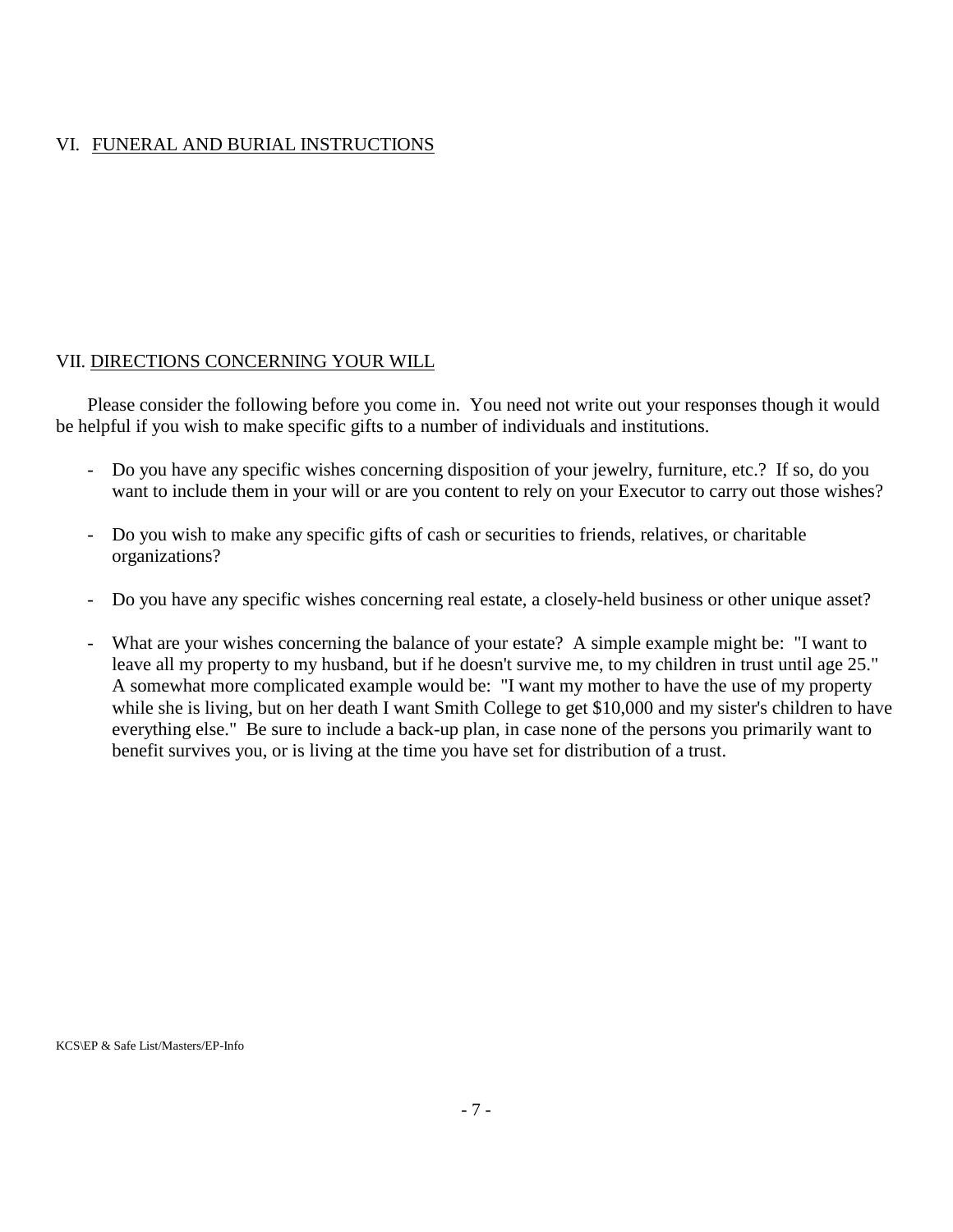## VI. FUNERAL AND BURIAL INSTRUCTIONS

## VII. DIRECTIONS CONCERNING YOUR WILL

Please consider the following before you come in. You need not write out your responses though it would be helpful if you wish to make specific gifts to a number of individuals and institutions.

- Do you have any specific wishes concerning disposition of your jewelry, furniture, etc.? If so, do you want to include them in your will or are you content to rely on your Executor to carry out those wishes?

- Do you wish to make any specific gifts of cash or securities to friends, relatives, or charitable organizations?

- Do you have any specific wishes concerning real estate, a closely-held business or other unique asset?

- What are your wishes concerning the balance of your estate? A simple example might be: "I want to leave all my property to my husband, but if he doesn't survive me, to my children in trust until age 25." A somewhat more complicated example would be: "I want my mother to have the use of my property while she is living, but on her death I want Smith College to get $10,000 and my sister's children to have everything else." Be sure to include a back-up plan, in case none of the persons you primarily want to benefit survives you, or is living at the time you have set for distribution of a trust.

KCS\EP & Safe List/Masters/EP-Info